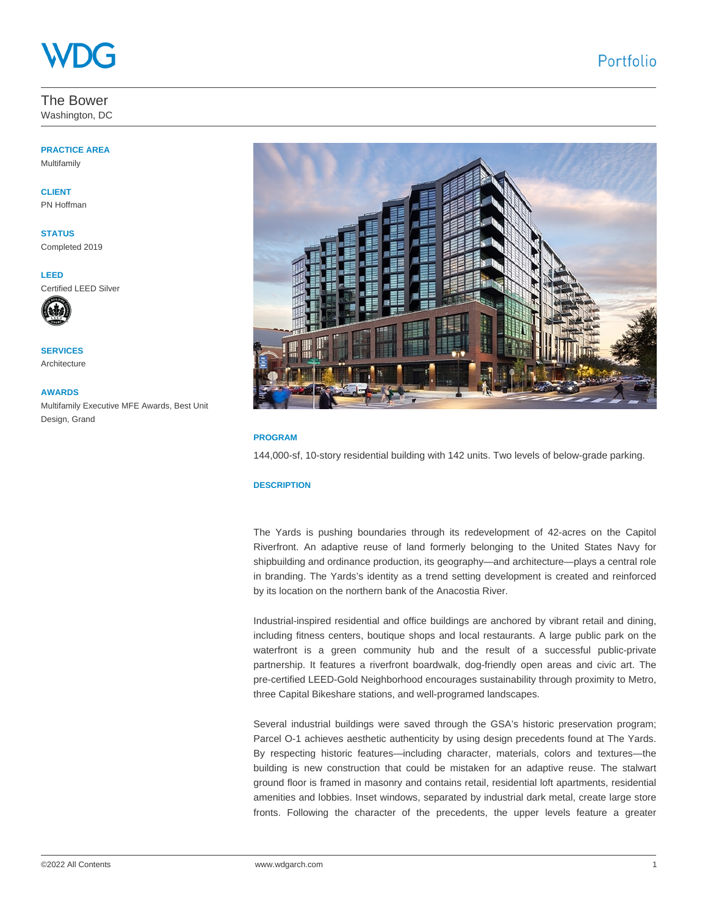WDG

Portfolio

# The Bower

Washington, DC

**PRACTICE AREA**
Multifamily

**CLIENT**
PN Hoffman

**STATUS**
Completed 2019

**LEED**
Certified LEED Silver

**SERVICES**
Architecture

**AWARDS**
Multifamily Executive MFE Awards, Best Unit Design, Grand

**PROGRAM**

144,000-sf, 10-story residential building with 142 units. Two levels of below-grade parking.

**DESCRIPTION**

The Yards is pushing boundaries through its redevelopment of 42-acres on the Capitol Riverfront. An adaptive reuse of land formerly belonging to the United States Navy for shipbuilding and ordinance production, its geography—and architecture—plays a central role in branding. The Yards's identity as a trend setting development is created and reinforced by its location on the northern bank of the Anacostia River.

Industrial-inspired residential and office buildings are anchored by vibrant retail and dining, including fitness centers, boutique shops and local restaurants. A large public park on the waterfront is a green community hub and the result of a successful public-private partnership. It features a riverfront boardwalk, dog-friendly open areas and civic art. The pre-certified LEED-Gold Neighborhood encourages sustainability through proximity to Metro, three Capital Bikeshare stations, and well-programed landscapes.

Several industrial buildings were saved through the GSA's historic preservation program; Parcel O-1 achieves aesthetic authenticity by using design precedents found at The Yards. By respecting historic features—including character, materials, colors and textures—the building is new construction that could be mistaken for an adaptive reuse. The stalwart ground floor is framed in masonry and contains retail, residential loft apartments, residential amenities and lobbies. Inset windows, separated by industrial dark metal, create large store fronts. Following the character of the precedents, the upper levels feature a greater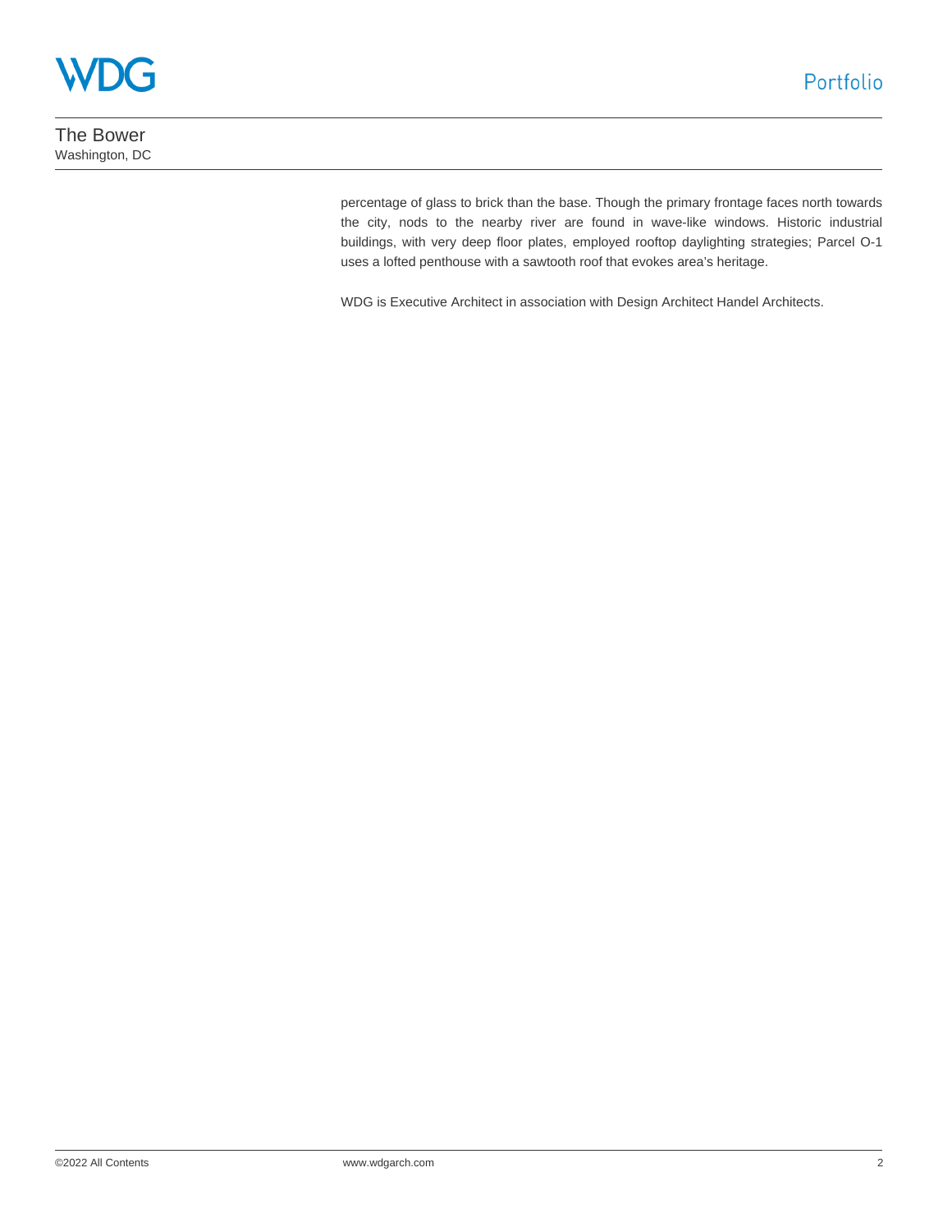percentage of glass to brick than the base. Though the primary frontage faces north towards the city, nods to the nearby river are found in wave-like windows. Historic industrial buildings, with very deep floor plates, employed rooftop daylighting strategies; Parcel O-1 uses a lofted penthouse with a sawtooth roof that evokes area's heritage.

WDG is Executive Architect in association with Design Architect Handel Architects.